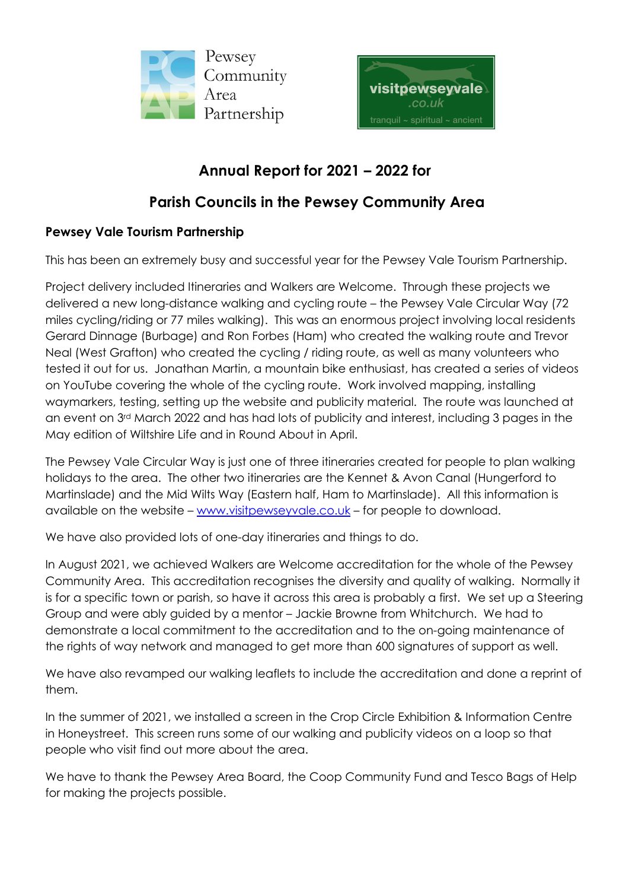Pewsey Community Area Partnership

visitpewseyvale.co.uk
tranquil ~ spiritual ~ ancient

# Annual Report for 2021 – 2022 for

# Parish Councils in the Pewsey Community Area

## Pewsey Vale Tourism Partnership

This has been an extremely busy and successful year for the Pewsey Vale Tourism Partnership.

Project delivery included Itineraries and Walkers are Welcome. Through these projects we delivered a new long-distance walking and cycling route – the Pewsey Vale Circular Way (72 miles cycling/riding or 77 miles walking). This was an enormous project involving local residents Gerard Dinnage (Burbage) and Ron Forbes (Ham) who created the walking route and Trevor Neal (West Grafton) who created the cycling / riding route, as well as many volunteers who tested it out for us. Jonathan Martin, a mountain bike enthusiast, has created a series of videos on YouTube covering the whole of the cycling route. Work involved mapping, installing waymarkers, testing, setting up the website and publicity material. The route was launched at an event on 3rd March 2022 and has had lots of publicity and interest, including 3 pages in the May edition of Wiltshire Life and in Round About in April.

The Pewsey Vale Circular Way is just one of three itineraries created for people to plan walking holidays to the area. The other two itineraries are the Kennet & Avon Canal (Hungerford to Martinslade) and the Mid Wilts Way (Eastern half, Ham to Martinslade). All this information is available on the website – www.visitpewseyvale.co.uk – for people to download.

We have also provided lots of one-day itineraries and things to do.

In August 2021, we achieved Walkers are Welcome accreditation for the whole of the Pewsey Community Area. This accreditation recognises the diversity and quality of walking. Normally it is for a specific town or parish, so have it across this area is probably a first. We set up a Steering Group and were ably guided by a mentor – Jackie Browne from Whitchurch. We had to demonstrate a local commitment to the accreditation and to the on-going maintenance of the rights of way network and managed to get more than 600 signatures of support as well.

We have also revamped our walking leaflets to include the accreditation and done a reprint of them.

In the summer of 2021, we installed a screen in the Crop Circle Exhibition & Information Centre in Honeystreet. This screen runs some of our walking and publicity videos on a loop so that people who visit find out more about the area.

We have to thank the Pewsey Area Board, the Coop Community Fund and Tesco Bags of Help for making the projects possible.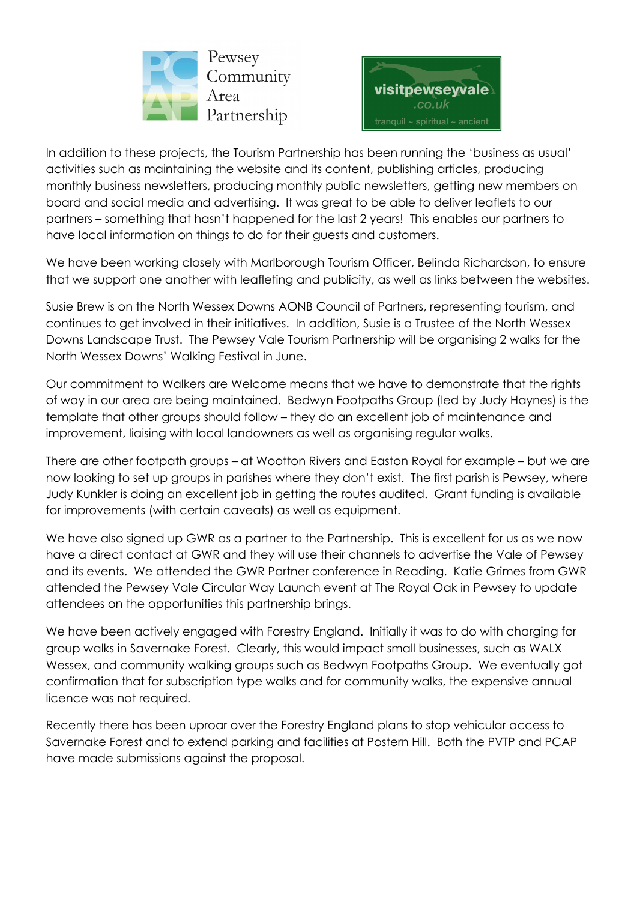In addition to these projects, the Tourism Partnership has been running the 'business as usual' activities such as maintaining the website and its content, publishing articles, producing monthly business newsletters, producing monthly public newsletters, getting new members on board and social media and advertising. It was great to be able to deliver leaflets to our partners – something that hasn't happened for the last 2 years! This enables our partners to have local information on things to do for their guests and customers.

We have been working closely with Marlborough Tourism Officer, Belinda Richardson, to ensure that we support one another with leafleting and publicity, as well as links between the websites.

Susie Brew is on the North Wessex Downs AONB Council of Partners, representing tourism, and continues to get involved in their initiatives. In addition, Susie is a Trustee of the North Wessex Downs Landscape Trust. The Pewsey Vale Tourism Partnership will be organising 2 walks for the North Wessex Downs' Walking Festival in June.

Our commitment to Walkers are Welcome means that we have to demonstrate that the rights of way in our area are being maintained. Bedwyn Footpaths Group (led by Judy Haynes) is the template that other groups should follow – they do an excellent job of maintenance and improvement, liaising with local landowners as well as organising regular walks.

There are other footpath groups – at Wootton Rivers and Easton Royal for example – but we are now looking to set up groups in parishes where they don't exist. The first parish is Pewsey, where Judy Kunkler is doing an excellent job in getting the routes audited. Grant funding is available for improvements (with certain caveats) as well as equipment.

We have also signed up GWR as a partner to the Partnership. This is excellent for us as we now have a direct contact at GWR and they will use their channels to advertise the Vale of Pewsey and its events. We attended the GWR Partner conference in Reading. Katie Grimes from GWR attended the Pewsey Vale Circular Way Launch event at The Royal Oak in Pewsey to update attendees on the opportunities this partnership brings.

We have been actively engaged with Forestry England. Initially it was to do with charging for group walks in Savernake Forest. Clearly, this would impact small businesses, such as WALX Wessex, and community walking groups such as Bedwyn Footpaths Group. We eventually got confirmation that for subscription type walks and for community walks, the expensive annual licence was not required.

Recently there has been uproar over the Forestry England plans to stop vehicular access to Savernake Forest and to extend parking and facilities at Postern Hill. Both the PVTP and PCAP have made submissions against the proposal.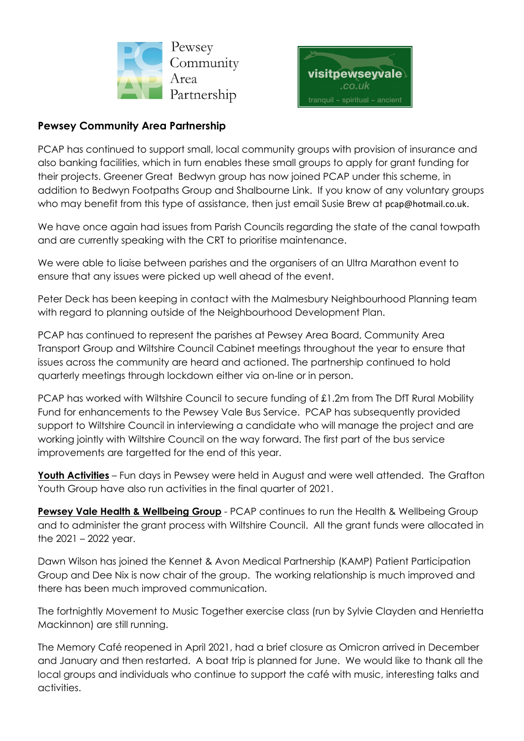## Pewsey Community Area Partnership

PCAP has continued to support small, local community groups with provision of insurance and also banking facilities, which in turn enables these small groups to apply for grant funding for their projects. Greener Great Bedwyn group has now joined PCAP under this scheme, in addition to Bedwyn Footpaths Group and Shalbourne Link. If you know of any voluntary groups who may benefit from this type of assistance, then just email Susie Brew at pcap@hotmail.co.uk.

We have once again had issues from Parish Councils regarding the state of the canal towpath and are currently speaking with the CRT to prioritise maintenance.

We were able to liaise between parishes and the organisers of an Ultra Marathon event to ensure that any issues were picked up well ahead of the event.

Peter Deck has been keeping in contact with the Malmesbury Neighbourhood Planning team with regard to planning outside of the Neighbourhood Development Plan.

PCAP has continued to represent the parishes at Pewsey Area Board, Community Area Transport Group and Wiltshire Council Cabinet meetings throughout the year to ensure that issues across the community are heard and actioned. The partnership continued to hold quarterly meetings through lockdown either via on-line or in person.

PCAP has worked with Wiltshire Council to secure funding of £1.2m from The DfT Rural Mobility Fund for enhancements to the Pewsey Vale Bus Service. PCAP has subsequently provided support to Wiltshire Council in interviewing a candidate who will manage the project and are working jointly with Wiltshire Council on the way forward. The first part of the bus service improvements are targetted for the end of this year.

**Youth Activities** – Fun days in Pewsey were held in August and were well attended. The Grafton Youth Group have also run activities in the final quarter of 2021.

**Pewsey Vale Health & Wellbeing Group** - PCAP continues to run the Health & Wellbeing Group and to administer the grant process with Wiltshire Council. All the grant funds were allocated in the 2021 – 2022 year.

Dawn Wilson has joined the Kennet & Avon Medical Partnership (KAMP) Patient Participation Group and Dee Nix is now chair of the group. The working relationship is much improved and there has been much improved communication.

The fortnightly Movement to Music Together exercise class (run by Sylvie Clayden and Henrietta Mackinnon) are still running.

The Memory Café reopened in April 2021, had a brief closure as Omicron arrived in December and January and then restarted. A boat trip is planned for June. We would like to thank all the local groups and individuals who continue to support the café with music, interesting talks and activities.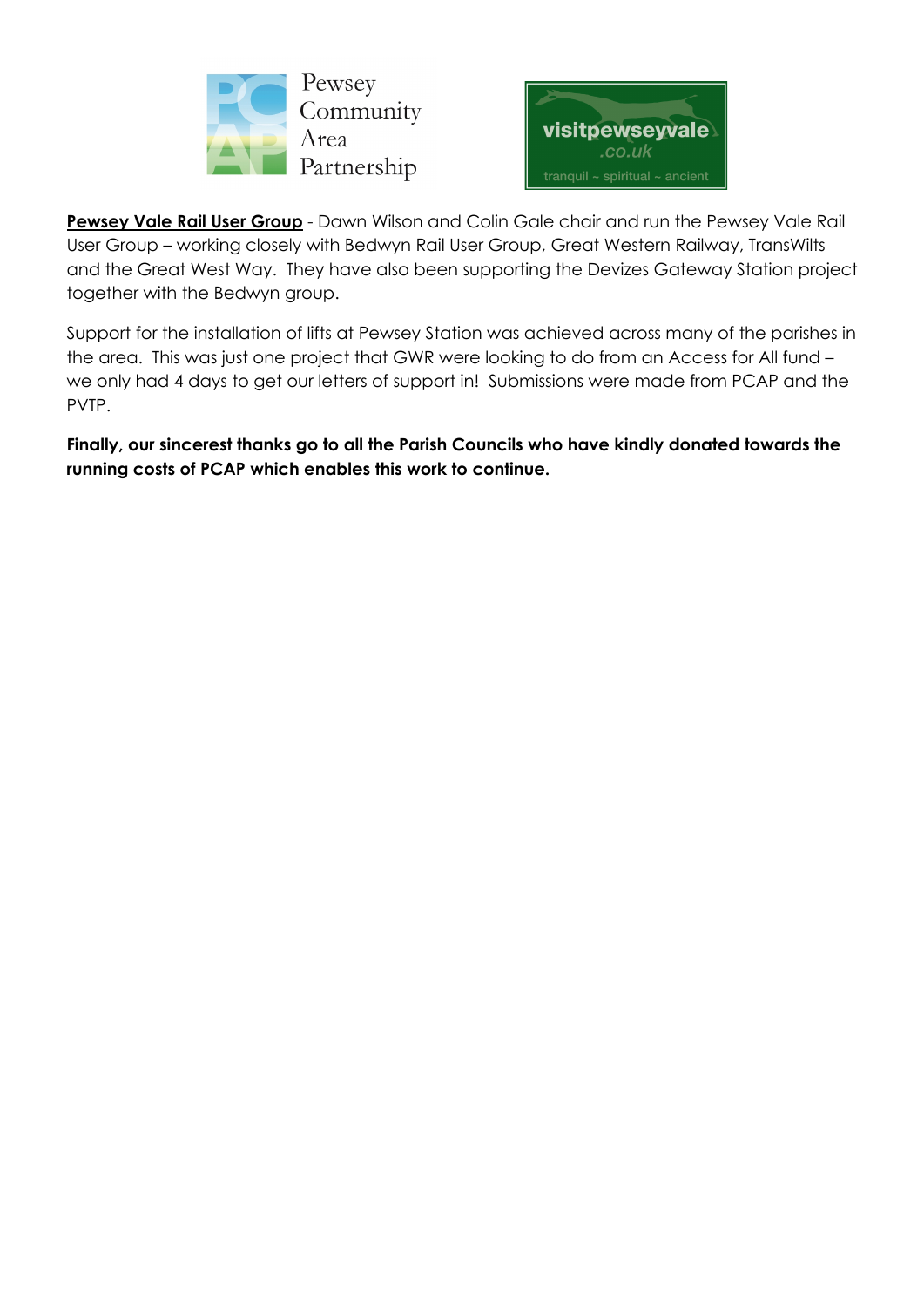Pewsey Community Area Partnership

visitpewseyvale.co.uk

tranquil ~ spiritual ~ ancient

**Pewsey Vale Rail User Group** - Dawn Wilson and Colin Gale chair and run the Pewsey Vale Rail User Group – working closely with Bedwyn Rail User Group, Great Western Railway, TransWilts and the Great West Way. They have also been supporting the Devizes Gateway Station project together with the Bedwyn group.

Support for the installation of lifts at Pewsey Station was achieved across many of the parishes in the area. This was just one project that GWR were looking to do from an Access for All fund – we only had 4 days to get our letters of support in! Submissions were made from PCAP and the PVTP.

**Finally, our sincerest thanks go to all the Parish Councils who have kindly donated towards the running costs of PCAP which enables this work to continue.**